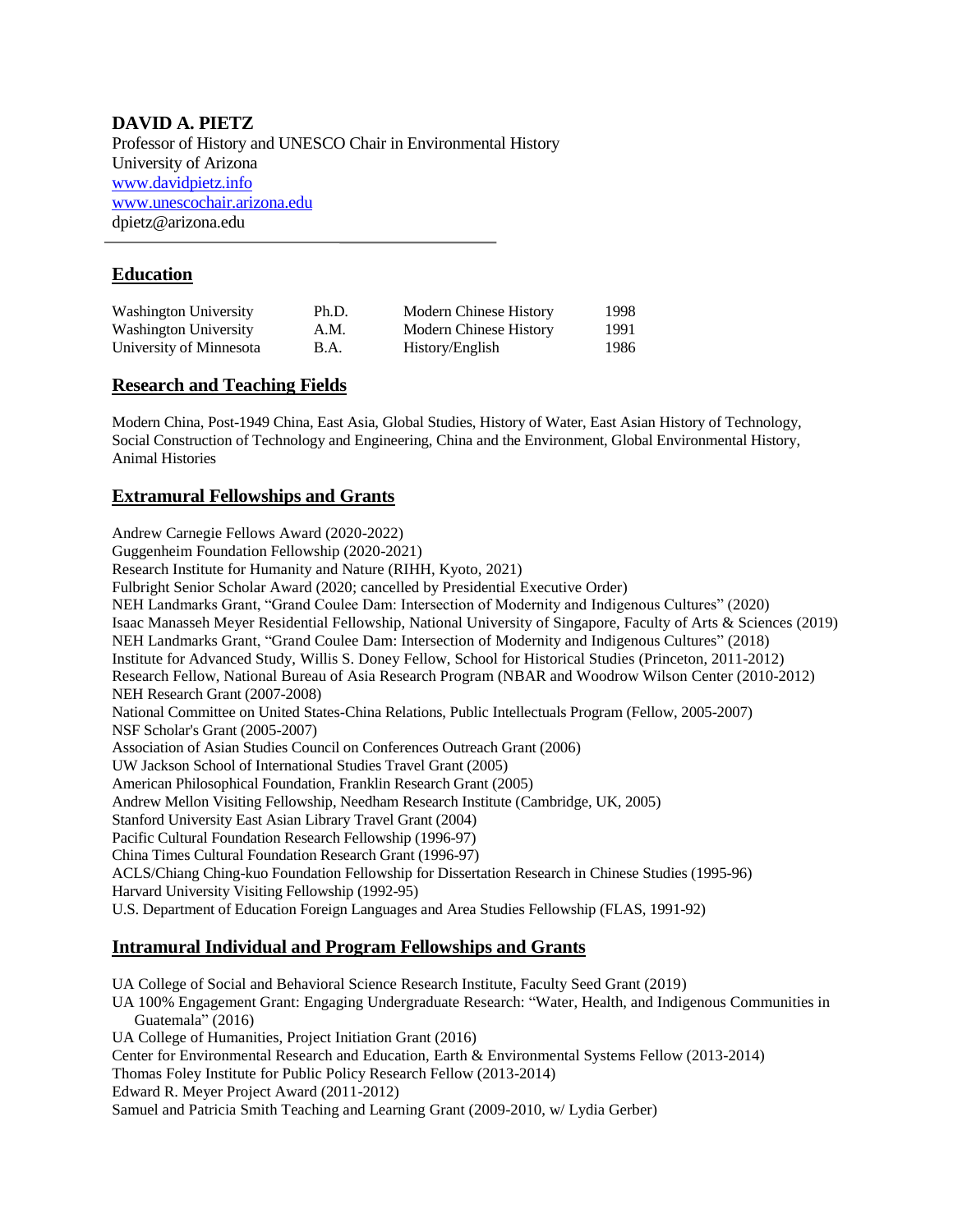# DAVID A. PIETZ

Professor of History and UNESCO Chair in Environmental History
University of Arizona
www.davidpietz.info
www.unescochair.arizona.edu
dpietz@arizona.edu

---

## Education

| | | | |
|---|---|---|---|
| Washington University | Ph.D. | Modern Chinese History | 1998 |
| Washington University | A.M. | Modern Chinese History | 1991 |
| University of Minnesota | B.A. | History/English | 1986 |

## Research and Teaching Fields

Modern China, Post-1949 China, East Asia, Global Studies, History of Water, East Asian History of Technology, Social Construction of Technology and Engineering, China and the Environment, Global Environmental History, Animal Histories

## Extramural Fellowships and Grants

Andrew Carnegie Fellows Award (2020-2022)
Guggenheim Foundation Fellowship (2020-2021)
Research Institute for Humanity and Nature (RIHH, Kyoto, 2021)
Fulbright Senior Scholar Award (2020; cancelled by Presidential Executive Order)
NEH Landmarks Grant, "Grand Coulee Dam: Intersection of Modernity and Indigenous Cultures" (2020)
Isaac Manasseh Meyer Residential Fellowship, National University of Singapore, Faculty of Arts & Sciences (2019)
NEH Landmarks Grant, "Grand Coulee Dam: Intersection of Modernity and Indigenous Cultures" (2018)
Institute for Advanced Study, Willis S. Doney Fellow, School for Historical Studies (Princeton, 2011-2012)
Research Fellow, National Bureau of Asia Research Program (NBAR and Woodrow Wilson Center (2010-2012)
NEH Research Grant (2007-2008)
National Committee on United States-China Relations, Public Intellectuals Program (Fellow, 2005-2007)
NSF Scholar's Grant (2005-2007)
Association of Asian Studies Council on Conferences Outreach Grant (2006)
UW Jackson School of International Studies Travel Grant (2005)
American Philosophical Foundation, Franklin Research Grant (2005)
Andrew Mellon Visiting Fellowship, Needham Research Institute (Cambridge, UK, 2005)
Stanford University East Asian Library Travel Grant (2004)
Pacific Cultural Foundation Research Fellowship (1996-97)
China Times Cultural Foundation Research Grant (1996-97)
ACLS/Chiang Ching-kuo Foundation Fellowship for Dissertation Research in Chinese Studies (1995-96)
Harvard University Visiting Fellowship (1992-95)
U.S. Department of Education Foreign Languages and Area Studies Fellowship (FLAS, 1991-92)

## Intramural Individual and Program Fellowships and Grants

UA College of Social and Behavioral Science Research Institute, Faculty Seed Grant (2019)
UA 100% Engagement Grant: Engaging Undergraduate Research: "Water, Health, and Indigenous Communities in Guatemala" (2016)
UA College of Humanities, Project Initiation Grant (2016)
Center for Environmental Research and Education, Earth & Environmental Systems Fellow (2013-2014)
Thomas Foley Institute for Public Policy Research Fellow (2013-2014)
Edward R. Meyer Project Award (2011-2012)
Samuel and Patricia Smith Teaching and Learning Grant (2009-2010, w/ Lydia Gerber)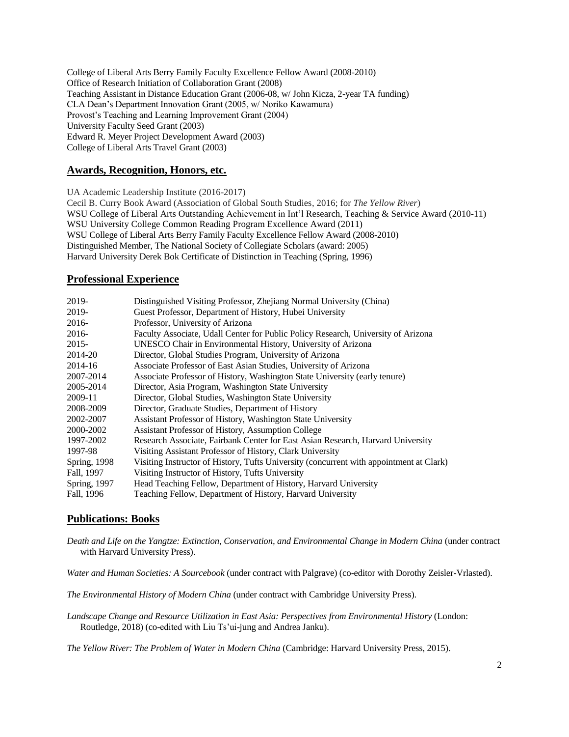College of Liberal Arts Berry Family Faculty Excellence Fellow Award (2008-2010)
Office of Research Initiation of Collaboration Grant (2008)
Teaching Assistant in Distance Education Grant (2006-08, w/ John Kicza, 2-year TA funding)
CLA Dean's Department Innovation Grant (2005, w/ Noriko Kawamura)
Provost's Teaching and Learning Improvement Grant (2004)
University Faculty Seed Grant (2003)
Edward R. Meyer Project Development Award (2003)
College of Liberal Arts Travel Grant (2003)

## Awards, Recognition, Honors, etc.

UA Academic Leadership Institute (2016-2017)
Cecil B. Curry Book Award (Association of Global South Studies, 2016; for *The Yellow River*)
WSU College of Liberal Arts Outstanding Achievement in Int'l Research, Teaching & Service Award (2010-11)
WSU University College Common Reading Program Excellence Award (2011)
WSU College of Liberal Arts Berry Family Faculty Excellence Fellow Award (2008-2010)
Distinguished Member, The National Society of Collegiate Scholars (award: 2005)
Harvard University Derek Bok Certificate of Distinction in Teaching (Spring, 1996)

## Professional Experience

| | |
|---|---|
| 2019- | Distinguished Visiting Professor, Zhejiang Normal University (China) |
| 2019- | Guest Professor, Department of History, Hubei University |
| 2016- | Professor, University of Arizona |
| 2016- | Faculty Associate, Udall Center for Public Policy Research, University of Arizona |
| 2015- | UNESCO Chair in Environmental History, University of Arizona |
| 2014-20 | Director, Global Studies Program, University of Arizona |
| 2014-16 | Associate Professor of East Asian Studies, University of Arizona |
| 2007-2014 | Associate Professor of History, Washington State University (early tenure) |
| 2005-2014 | Director, Asia Program, Washington State University |
| 2009-11 | Director, Global Studies, Washington State University |
| 2008-2009 | Director, Graduate Studies, Department of History |
| 2002-2007 | Assistant Professor of History, Washington State University |
| 2000-2002 | Assistant Professor of History, Assumption College |
| 1997-2002 | Research Associate, Fairbank Center for East Asian Research, Harvard University |
| 1997-98 | Visiting Assistant Professor of History, Clark University |
| Spring, 1998 | Visiting Instructor of History, Tufts University (concurrent with appointment at Clark) |
| Fall, 1997 | Visiting Instructor of History, Tufts University |
| Spring, 1997 | Head Teaching Fellow, Department of History, Harvard University |
| Fall, 1996 | Teaching Fellow, Department of History, Harvard University |

## Publications: Books

*Death and Life on the Yangtze: Extinction, Conservation, and Environmental Change in Modern China* (under contract with Harvard University Press).

*Water and Human Societies: A Sourcebook* (under contract with Palgrave) (co-editor with Dorothy Zeisler-Vrlasted).

*The Environmental History of Modern China* (under contract with Cambridge University Press).

*Landscape Change and Resource Utilization in East Asia: Perspectives from Environmental History* (London: Routledge, 2018) (co-edited with Liu Ts'ui-jung and Andrea Janku).

*The Yellow River: The Problem of Water in Modern China* (Cambridge: Harvard University Press, 2015).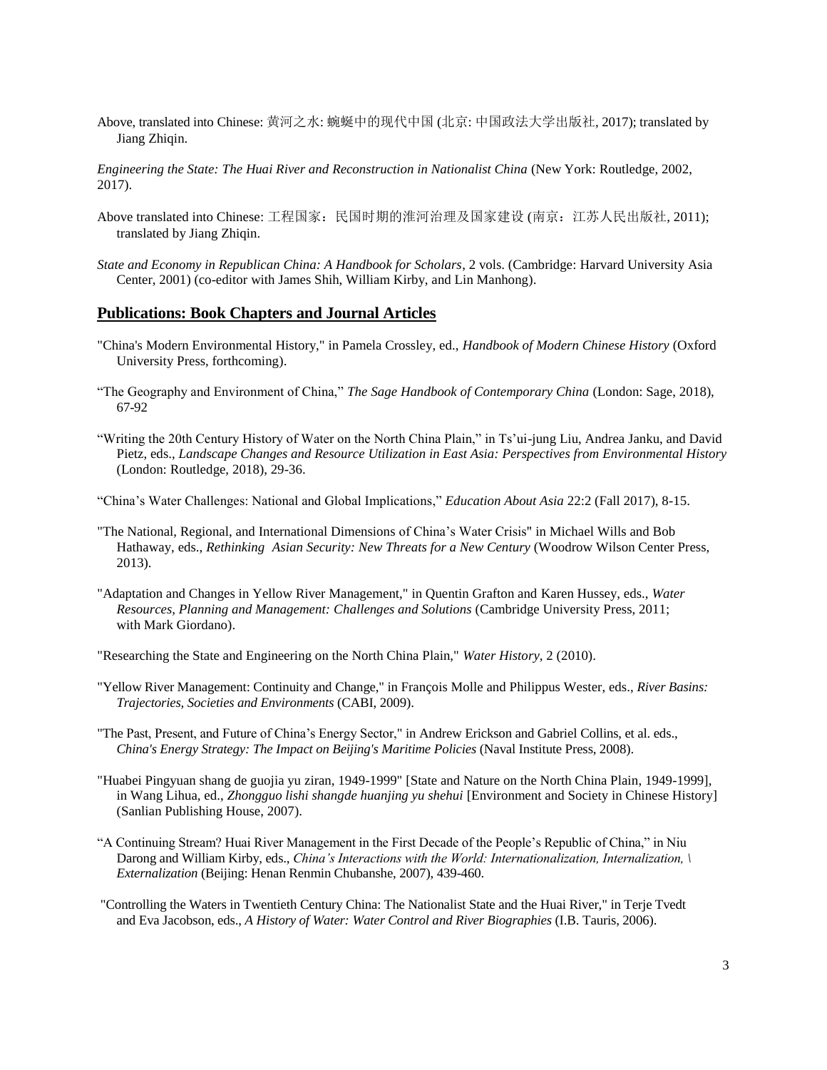Above, translated into Chinese: 黄河之水: 蜿蜒中的现代中国 (北京: 中国政法大学出版社, 2017); translated by Jiang Zhiqin.

*Engineering the State: The Huai River and Reconstruction in Nationalist China* (New York: Routledge, 2002, 2017).

Above translated into Chinese: 工程国家：民国时期的淮河治理及国家建设 (南京：江苏人民出版社, 2011); translated by Jiang Zhiqin.

*State and Economy in Republican China: A Handbook for Scholars*, 2 vols. (Cambridge: Harvard University Asia Center, 2001) (co-editor with James Shih, William Kirby, and Lin Manhong).

## Publications: Book Chapters and Journal Articles

"China's Modern Environmental History," in Pamela Crossley, ed., *Handbook of Modern Chinese History* (Oxford University Press, forthcoming).

"The Geography and Environment of China," *The Sage Handbook of Contemporary China* (London: Sage, 2018), 67-92

"Writing the 20th Century History of Water on the North China Plain," in Ts'ui-jung Liu, Andrea Janku, and David Pietz, eds., *Landscape Changes and Resource Utilization in East Asia: Perspectives from Environmental History* (London: Routledge, 2018), 29-36.

"China's Water Challenges: National and Global Implications," *Education About Asia* 22:2 (Fall 2017), 8-15.

"The National, Regional, and International Dimensions of China's Water Crisis" in Michael Wills and Bob Hathaway, eds., *Rethinking Asian Security: New Threats for a New Century* (Woodrow Wilson Center Press, 2013).

"Adaptation and Changes in Yellow River Management," in Quentin Grafton and Karen Hussey, eds., *Water Resources, Planning and Management: Challenges and Solutions* (Cambridge University Press, 2011; with Mark Giordano).

"Researching the State and Engineering on the North China Plain," *Water History*, 2 (2010).

"Yellow River Management: Continuity and Change," in François Molle and Philippus Wester, eds., *River Basins: Trajectories, Societies and Environments* (CABI, 2009).

"The Past, Present, and Future of China's Energy Sector," in Andrew Erickson and Gabriel Collins, et al. eds., *China's Energy Strategy: The Impact on Beijing's Maritime Policies* (Naval Institute Press, 2008).

"Huabei Pingyuan shang de guojia yu ziran, 1949-1999" [State and Nature on the North China Plain, 1949-1999], in Wang Lihua, ed., *Zhongguo lishi shangde huanjing yu shehui* [Environment and Society in Chinese History] (Sanlian Publishing House, 2007).

"A Continuing Stream? Huai River Management in the First Decade of the People's Republic of China," in Niu Darong and William Kirby, eds., *China's Interactions with the World: Internationalization, Internalization, \ Externalization* (Beijing: Henan Renmin Chubanshe, 2007), 439-460.

"Controlling the Waters in Twentieth Century China: The Nationalist State and the Huai River," in Terje Tvedt and Eva Jacobson, eds., *A History of Water: Water Control and River Biographies* (I.B. Tauris, 2006).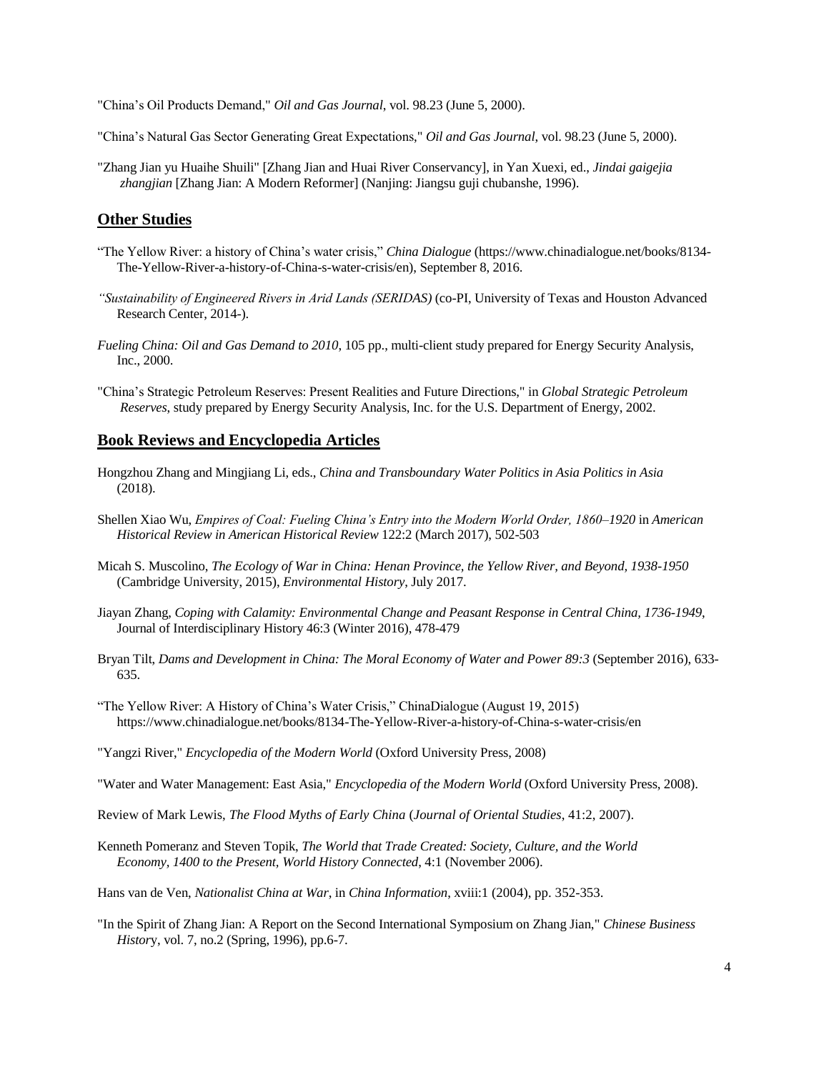"China's Oil Products Demand," *Oil and Gas Journal*, vol. 98.23 (June 5, 2000).

"China's Natural Gas Sector Generating Great Expectations," *Oil and Gas Journal*, vol. 98.23 (June 5, 2000).

"Zhang Jian yu Huaihe Shuili" [Zhang Jian and Huai River Conservancy], in Yan Xuexi, ed., *Jindai gaigejia zhangjian* [Zhang Jian: A Modern Reformer] (Nanjing: Jiangsu guji chubanshe, 1996).

## Other Studies

"The Yellow River: a history of China's water crisis," *China Dialogue* (https://www.chinadialogue.net/books/8134-The-Yellow-River-a-history-of-China-s-water-crisis/en), September 8, 2016.

*"Sustainability of Engineered Rivers in Arid Lands (SERIDAS)* (co-PI, University of Texas and Houston Advanced Research Center, 2014-).

*Fueling China: Oil and Gas Demand to 2010*, 105 pp., multi-client study prepared for Energy Security Analysis, Inc., 2000.

"China's Strategic Petroleum Reserves: Present Realities and Future Directions," in *Global Strategic Petroleum Reserves*, study prepared by Energy Security Analysis, Inc. for the U.S. Department of Energy, 2002.

## Book Reviews and Encyclopedia Articles

Hongzhou Zhang and Mingjiang Li, eds., *China and Transboundary Water Politics in Asia Politics in Asia* (2018).

Shellen Xiao Wu, *Empires of Coal: Fueling China's Entry into the Modern World Order, 1860–1920* in *American Historical Review in American Historical Review* 122:2 (March 2017), 502-503

Micah S. Muscolino, *The Ecology of War in China: Henan Province, the Yellow River, and Beyond, 1938-1950* (Cambridge University, 2015), *Environmental History*, July 2017.

Jiayan Zhang, *Coping with Calamity: Environmental Change and Peasant Response in Central China, 1736-1949*, Journal of Interdisciplinary History 46:3 (Winter 2016), 478-479

Bryan Tilt, *Dams and Development in China: The Moral Economy of Water and Power 89:3* (September 2016), 633-635.

"The Yellow River: A History of China's Water Crisis," ChinaDialogue (August 19, 2015) https://www.chinadialogue.net/books/8134-The-Yellow-River-a-history-of-China-s-water-crisis/en

"Yangzi River," *Encyclopedia of the Modern World* (Oxford University Press, 2008)

"Water and Water Management: East Asia," *Encyclopedia of the Modern World* (Oxford University Press, 2008).

Review of Mark Lewis, *The Flood Myths of Early China* (*Journal of Oriental Studies*, 41:2, 2007).

Kenneth Pomeranz and Steven Topik, *The World that Trade Created: Society, Culture, and the World Economy, 1400 to the Present*, *World History Connected*, 4:1 (November 2006).

Hans van de Ven, *Nationalist China at War*, in *China Information*, xviii:1 (2004), pp. 352-353.

"In the Spirit of Zhang Jian: A Report on the Second International Symposium on Zhang Jian," *Chinese Business History*, vol. 7, no.2 (Spring, 1996), pp.6-7.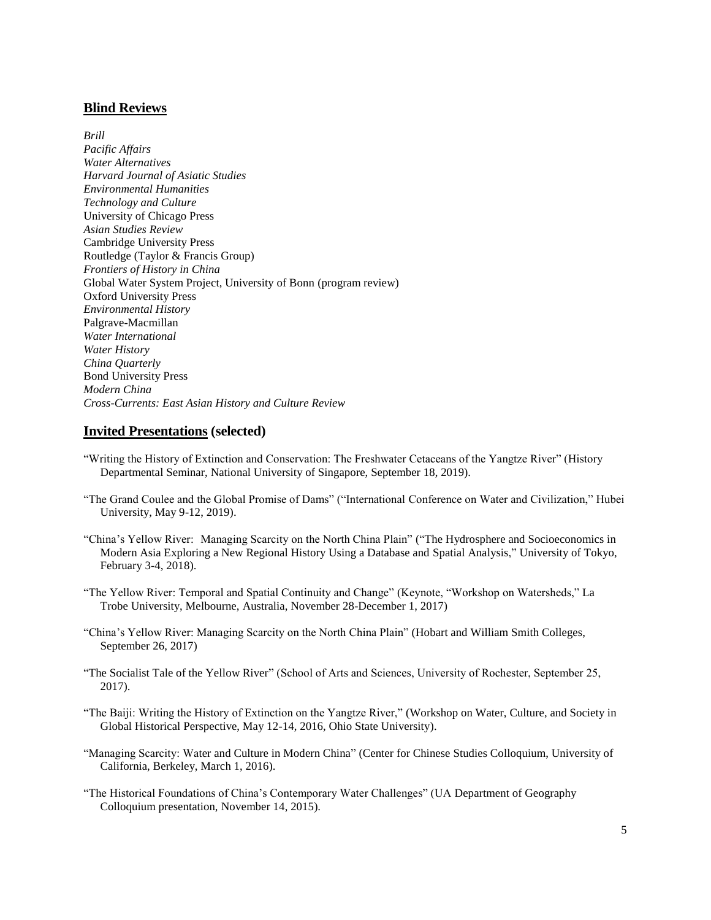## Blind Reviews

*Brill*
*Pacific Affairs*
*Water Alternatives*
*Harvard Journal of Asiatic Studies*
*Environmental Humanities*
*Technology and Culture*
University of Chicago Press
*Asian Studies Review*
Cambridge University Press
Routledge (Taylor & Francis Group)
*Frontiers of History in China*
Global Water System Project, University of Bonn (program review)
Oxford University Press
*Environmental History*
Palgrave-Macmillan
*Water International*
*Water History*
*China Quarterly*
Bond University Press
*Modern China*
*Cross-Currents: East Asian History and Culture Review*

## Invited Presentations (selected)

"Writing the History of Extinction and Conservation: The Freshwater Cetaceans of the Yangtze River" (History Departmental Seminar, National University of Singapore, September 18, 2019).

"The Grand Coulee and the Global Promise of Dams" ("International Conference on Water and Civilization," Hubei University, May 9-12, 2019).

"China's Yellow River: Managing Scarcity on the North China Plain" ("The Hydrosphere and Socioeconomics in Modern Asia Exploring a New Regional History Using a Database and Spatial Analysis," University of Tokyo, February 3-4, 2018).

"The Yellow River: Temporal and Spatial Continuity and Change" (Keynote, "Workshop on Watersheds," La Trobe University, Melbourne, Australia, November 28-December 1, 2017)

"China's Yellow River: Managing Scarcity on the North China Plain" (Hobart and William Smith Colleges, September 26, 2017)

"The Socialist Tale of the Yellow River" (School of Arts and Sciences, University of Rochester, September 25, 2017).

"The Baiji: Writing the History of Extinction on the Yangtze River," (Workshop on Water, Culture, and Society in Global Historical Perspective, May 12-14, 2016, Ohio State University).

"Managing Scarcity: Water and Culture in Modern China" (Center for Chinese Studies Colloquium, University of California, Berkeley, March 1, 2016).

"The Historical Foundations of China's Contemporary Water Challenges" (UA Department of Geography Colloquium presentation, November 14, 2015).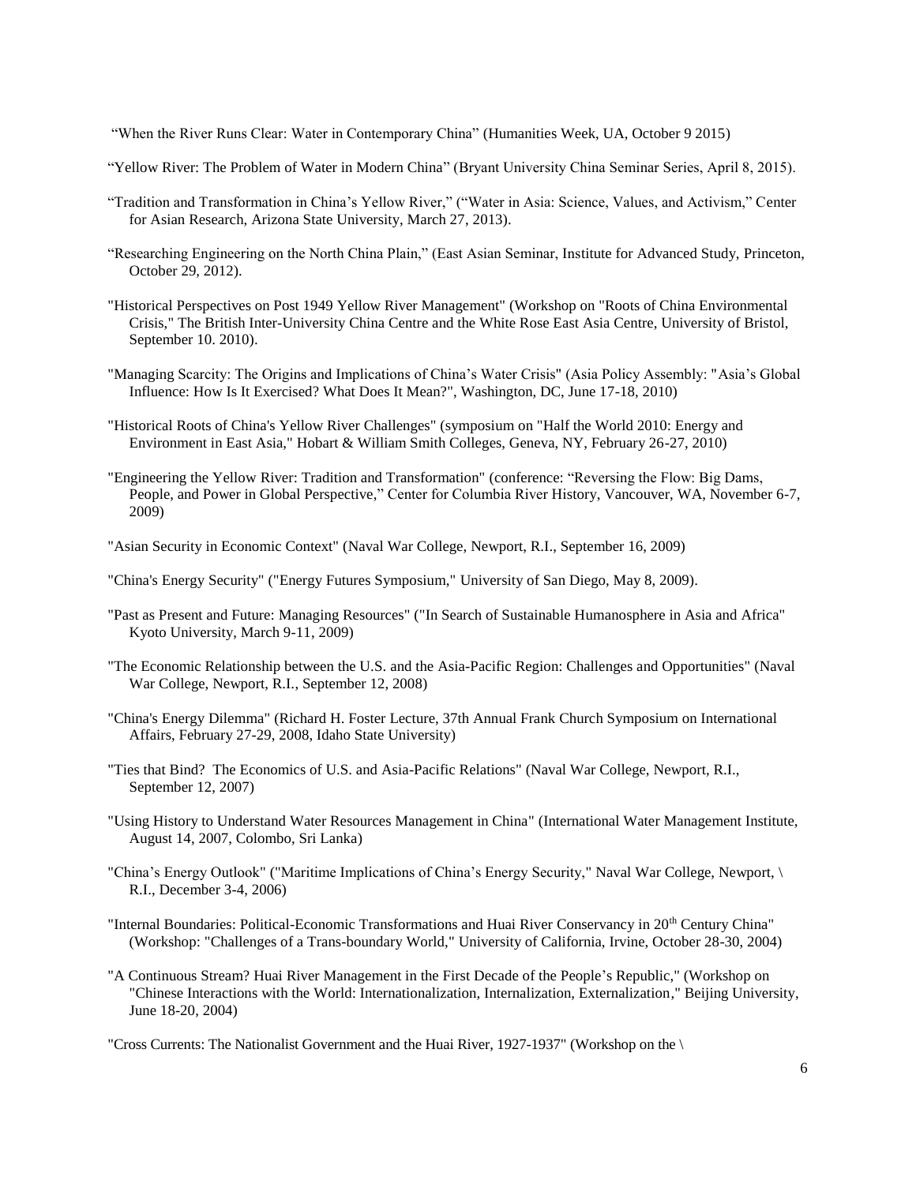"When the River Runs Clear: Water in Contemporary China" (Humanities Week, UA, October 9 2015)

"Yellow River: The Problem of Water in Modern China" (Bryant University China Seminar Series, April 8, 2015).

"Tradition and Transformation in China's Yellow River," ("Water in Asia: Science, Values, and Activism," Center for Asian Research, Arizona State University, March 27, 2013).

"Researching Engineering on the North China Plain," (East Asian Seminar, Institute for Advanced Study, Princeton, October 29, 2012).

"Historical Perspectives on Post 1949 Yellow River Management" (Workshop on "Roots of China Environmental Crisis," The British Inter-University China Centre and the White Rose East Asia Centre, University of Bristol, September 10. 2010).

"Managing Scarcity: The Origins and Implications of China's Water Crisis" (Asia Policy Assembly: "Asia's Global Influence: How Is It Exercised? What Does It Mean?", Washington, DC, June 17-18, 2010)

"Historical Roots of China's Yellow River Challenges" (symposium on "Half the World 2010: Energy and Environment in East Asia," Hobart & William Smith Colleges, Geneva, NY, February 26-27, 2010)

"Engineering the Yellow River: Tradition and Transformation" (conference: "Reversing the Flow: Big Dams, People, and Power in Global Perspective," Center for Columbia River History, Vancouver, WA, November 6-7, 2009)

"Asian Security in Economic Context" (Naval War College, Newport, R.I., September 16, 2009)

"China's Energy Security" ("Energy Futures Symposium," University of San Diego, May 8, 2009).

"Past as Present and Future: Managing Resources" ("In Search of Sustainable Humanosphere in Asia and Africa" Kyoto University, March 9-11, 2009)

"The Economic Relationship between the U.S. and the Asia-Pacific Region: Challenges and Opportunities" (Naval War College, Newport, R.I., September 12, 2008)

"China's Energy Dilemma" (Richard H. Foster Lecture, 37th Annual Frank Church Symposium on International Affairs, February 27-29, 2008, Idaho State University)

"Ties that Bind? The Economics of U.S. and Asia-Pacific Relations" (Naval War College, Newport, R.I., September 12, 2007)

"Using History to Understand Water Resources Management in China" (International Water Management Institute, August 14, 2007, Colombo, Sri Lanka)

"China's Energy Outlook" ("Maritime Implications of China's Energy Security," Naval War College, Newport, \ R.I., December 3-4, 2006)

"Internal Boundaries: Political-Economic Transformations and Huai River Conservancy in 20th Century China" (Workshop: "Challenges of a Trans-boundary World," University of California, Irvine, October 28-30, 2004)

"A Continuous Stream? Huai River Management in the First Decade of the People's Republic," (Workshop on "Chinese Interactions with the World: Internationalization, Internalization, Externalization," Beijing University, June 18-20, 2004)

"Cross Currents: The Nationalist Government and the Huai River, 1927-1937" (Workshop on the \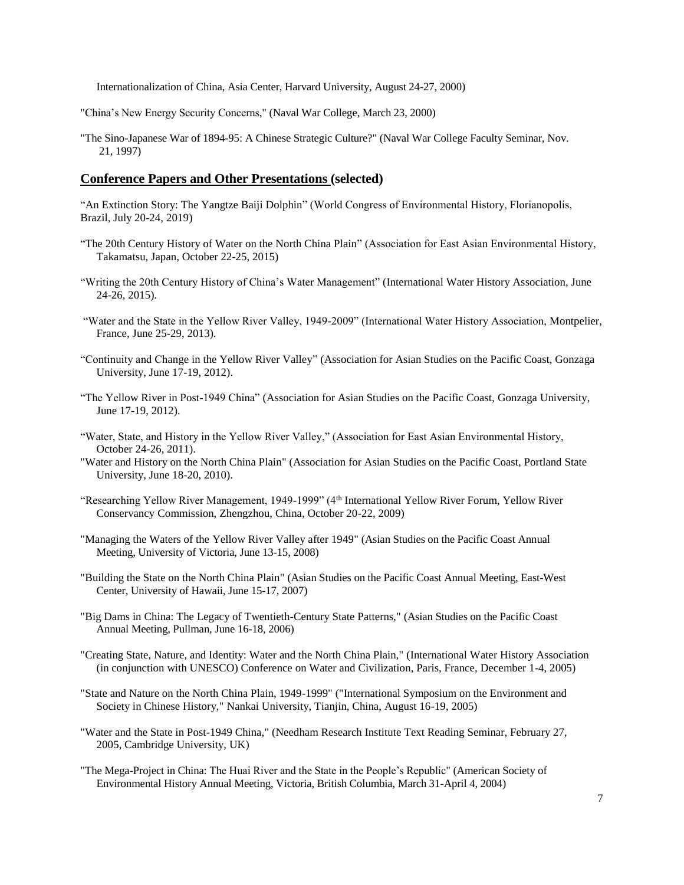Internationalization of China, Asia Center, Harvard University, August 24-27, 2000)

"China's New Energy Security Concerns," (Naval War College, March 23, 2000)

"The Sino-Japanese War of 1894-95: A Chinese Strategic Culture?" (Naval War College Faculty Seminar, Nov. 21, 1997)

## Conference Papers and Other Presentations (selected)

"An Extinction Story: The Yangtze Baiji Dolphin" (World Congress of Environmental History, Florianopolis, Brazil, July 20-24, 2019)

"The 20th Century History of Water on the North China Plain" (Association for East Asian Environmental History, Takamatsu, Japan, October 22-25, 2015)

"Writing the 20th Century History of China's Water Management" (International Water History Association, June 24-26, 2015).

"Water and the State in the Yellow River Valley, 1949-2009" (International Water History Association, Montpelier, France, June 25-29, 2013).

"Continuity and Change in the Yellow River Valley" (Association for Asian Studies on the Pacific Coast, Gonzaga University, June 17-19, 2012).

"The Yellow River in Post-1949 China" (Association for Asian Studies on the Pacific Coast, Gonzaga University, June 17-19, 2012).

"Water, State, and History in the Yellow River Valley," (Association for East Asian Environmental History, October 24-26, 2011).

"Water and History on the North China Plain" (Association for Asian Studies on the Pacific Coast, Portland State University, June 18-20, 2010).

"Researching Yellow River Management, 1949-1999" (4th International Yellow River Forum, Yellow River Conservancy Commission, Zhengzhou, China, October 20-22, 2009)

"Managing the Waters of the Yellow River Valley after 1949" (Asian Studies on the Pacific Coast Annual Meeting, University of Victoria, June 13-15, 2008)

"Building the State on the North China Plain" (Asian Studies on the Pacific Coast Annual Meeting, East-West Center, University of Hawaii, June 15-17, 2007)

"Big Dams in China: The Legacy of Twentieth-Century State Patterns," (Asian Studies on the Pacific Coast Annual Meeting, Pullman, June 16-18, 2006)

"Creating State, Nature, and Identity: Water and the North China Plain," (International Water History Association (in conjunction with UNESCO) Conference on Water and Civilization, Paris, France, December 1-4, 2005)

"State and Nature on the North China Plain, 1949-1999" ("International Symposium on the Environment and Society in Chinese History," Nankai University, Tianjin, China, August 16-19, 2005)

"Water and the State in Post-1949 China," (Needham Research Institute Text Reading Seminar, February 27, 2005, Cambridge University, UK)

"The Mega-Project in China: The Huai River and the State in the People's Republic" (American Society of Environmental History Annual Meeting, Victoria, British Columbia, March 31-April 4, 2004)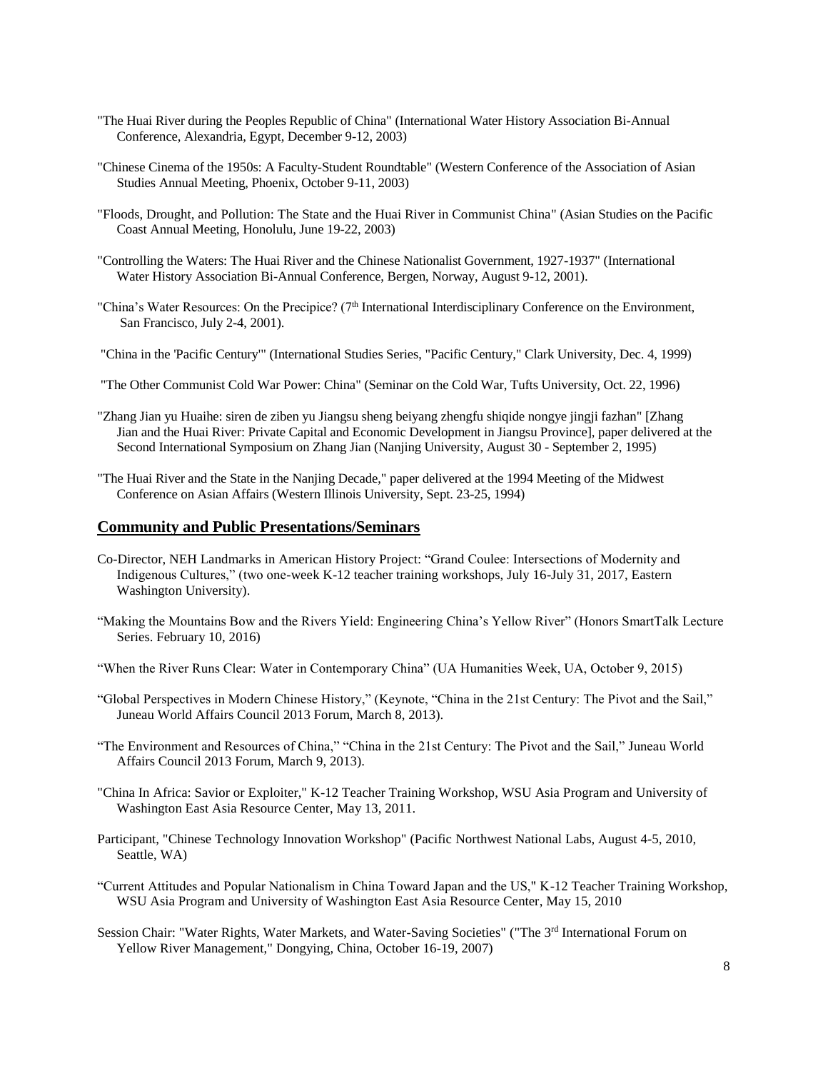"The Huai River during the Peoples Republic of China" (International Water History Association Bi-Annual Conference, Alexandria, Egypt, December 9-12, 2003)

"Chinese Cinema of the 1950s: A Faculty-Student Roundtable" (Western Conference of the Association of Asian Studies Annual Meeting, Phoenix, October 9-11, 2003)

"Floods, Drought, and Pollution: The State and the Huai River in Communist China" (Asian Studies on the Pacific Coast Annual Meeting, Honolulu, June 19-22, 2003)

"Controlling the Waters: The Huai River and the Chinese Nationalist Government, 1927-1937" (International Water History Association Bi-Annual Conference, Bergen, Norway, August 9-12, 2001).

"China's Water Resources: On the Precipice? (7th International Interdisciplinary Conference on the Environment, San Francisco, July 2-4, 2001).

"China in the 'Pacific Century'" (International Studies Series, "Pacific Century," Clark University, Dec. 4, 1999)

"The Other Communist Cold War Power: China" (Seminar on the Cold War, Tufts University, Oct. 22, 1996)

"Zhang Jian yu Huaihe: siren de ziben yu Jiangsu sheng beiyang zhengfu shiqide nongye jingji fazhan" [Zhang Jian and the Huai River: Private Capital and Economic Development in Jiangsu Province], paper delivered at the Second International Symposium on Zhang Jian (Nanjing University, August 30 - September 2, 1995)

"The Huai River and the State in the Nanjing Decade," paper delivered at the 1994 Meeting of the Midwest Conference on Asian Affairs (Western Illinois University, Sept. 23-25, 1994)

## Community and Public Presentations/Seminars

Co-Director, NEH Landmarks in American History Project: "Grand Coulee: Intersections of Modernity and Indigenous Cultures," (two one-week K-12 teacher training workshops, July 16-July 31, 2017, Eastern Washington University).

"Making the Mountains Bow and the Rivers Yield: Engineering China's Yellow River" (Honors SmartTalk Lecture Series. February 10, 2016)

"When the River Runs Clear: Water in Contemporary China" (UA Humanities Week, UA, October 9, 2015)

"Global Perspectives in Modern Chinese History," (Keynote, "China in the 21st Century: The Pivot and the Sail," Juneau World Affairs Council 2013 Forum, March 8, 2013).

"The Environment and Resources of China," "China in the 21st Century: The Pivot and the Sail," Juneau World Affairs Council 2013 Forum, March 9, 2013).

"China In Africa: Savior or Exploiter," K-12 Teacher Training Workshop, WSU Asia Program and University of Washington East Asia Resource Center, May 13, 2011.

Participant, "Chinese Technology Innovation Workshop" (Pacific Northwest National Labs, August 4-5, 2010, Seattle, WA)

"Current Attitudes and Popular Nationalism in China Toward Japan and the US," K-12 Teacher Training Workshop, WSU Asia Program and University of Washington East Asia Resource Center, May 15, 2010

Session Chair: "Water Rights, Water Markets, and Water-Saving Societies" ("The 3rd International Forum on Yellow River Management," Dongying, China, October 16-19, 2007)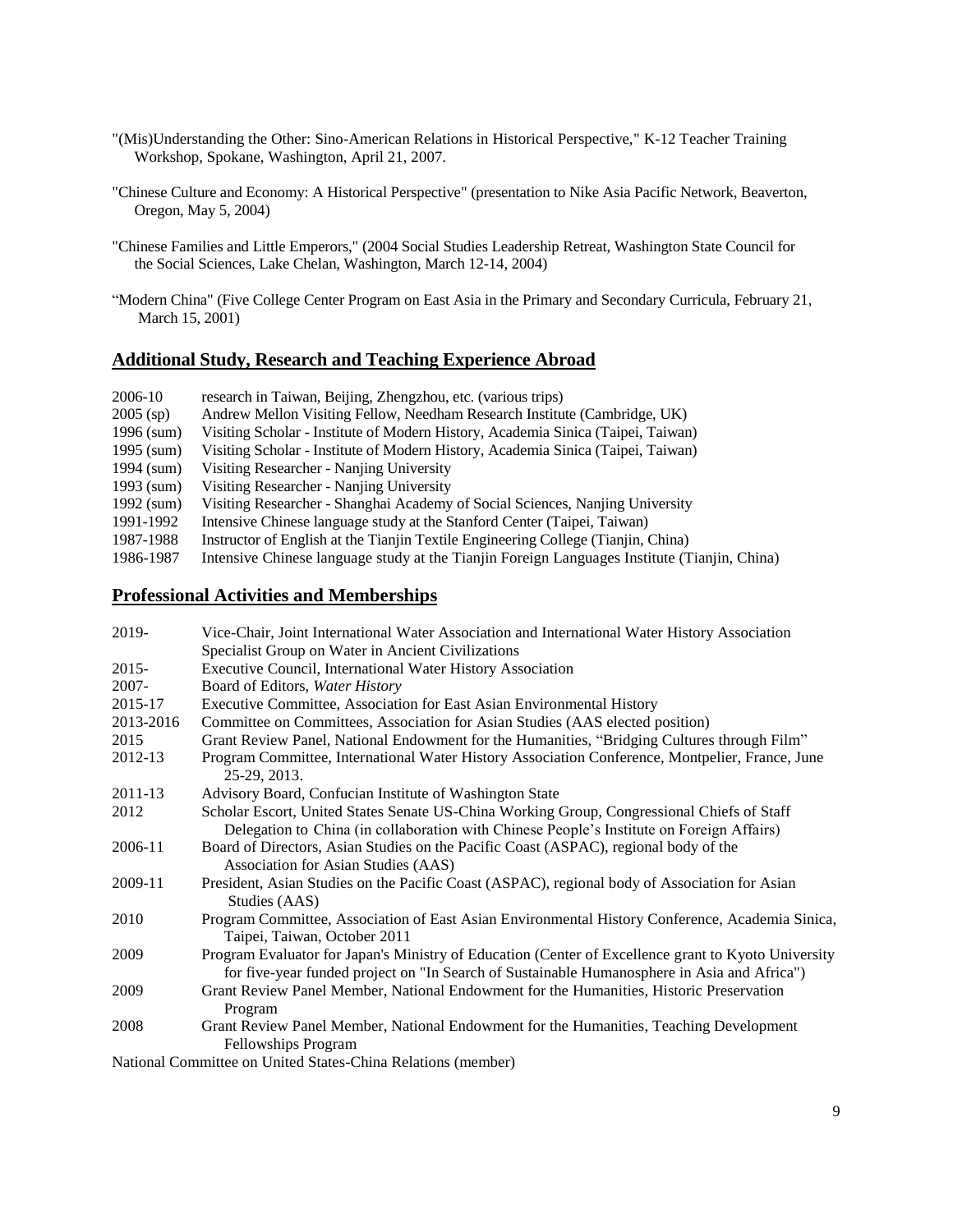"(Mis)Understanding the Other: Sino-American Relations in Historical Perspective," K-12 Teacher Training Workshop, Spokane, Washington, April 21, 2007.

"Chinese Culture and Economy: A Historical Perspective" (presentation to Nike Asia Pacific Network, Beaverton, Oregon, May 5, 2004)

"Chinese Families and Little Emperors," (2004 Social Studies Leadership Retreat, Washington State Council for the Social Sciences, Lake Chelan, Washington, March 12-14, 2004)

"Modern China" (Five College Center Program on East Asia in the Primary and Secondary Curricula, February 21, March 15, 2001)

## Additional Study, Research and Teaching Experience Abroad

| | |
|---|---|
| 2006-10 | research in Taiwan, Beijing, Zhengzhou, etc. (various trips) |
| 2005 (sp) | Andrew Mellon Visiting Fellow, Needham Research Institute (Cambridge, UK) |
| 1996 (sum) | Visiting Scholar - Institute of Modern History, Academia Sinica (Taipei, Taiwan) |
| 1995 (sum) | Visiting Scholar - Institute of Modern History, Academia Sinica (Taipei, Taiwan) |
| 1994 (sum) | Visiting Researcher - Nanjing University |
| 1993 (sum) | Visiting Researcher - Nanjing University |
| 1992 (sum) | Visiting Researcher - Shanghai Academy of Social Sciences, Nanjing University |
| 1991-1992 | Intensive Chinese language study at the Stanford Center (Taipei, Taiwan) |
| 1987-1988 | Instructor of English at the Tianjin Textile Engineering College (Tianjin, China) |
| 1986-1987 | Intensive Chinese language study at the Tianjin Foreign Languages Institute (Tianjin, China) |

## Professional Activities and Memberships

| | |
|---|---|
| 2019- | Vice-Chair, Joint International Water Association and International Water History Association Specialist Group on Water in Ancient Civilizations |
| 2015- | Executive Council, International Water History Association |
| 2007- | Board of Editors, *Water History* |
| 2015-17 | Executive Committee, Association for East Asian Environmental History |
| 2013-2016 | Committee on Committees, Association for Asian Studies (AAS elected position) |
| 2015 | Grant Review Panel, National Endowment for the Humanities, "Bridging Cultures through Film" |
| 2012-13 | Program Committee, International Water History Association Conference, Montpelier, France, June 25-29, 2013. |
| 2011-13 | Advisory Board, Confucian Institute of Washington State |
| 2012 | Scholar Escort, United States Senate US-China Working Group, Congressional Chiefs of Staff Delegation to China (in collaboration with Chinese People's Institute on Foreign Affairs) |
| 2006-11 | Board of Directors, Asian Studies on the Pacific Coast (ASPAC), regional body of the Association for Asian Studies (AAS) |
| 2009-11 | President, Asian Studies on the Pacific Coast (ASPAC), regional body of Association for Asian Studies (AAS) |
| 2010 | Program Committee, Association of East Asian Environmental History Conference, Academia Sinica, Taipei, Taiwan, October 2011 |
| 2009 | Program Evaluator for Japan's Ministry of Education (Center of Excellence grant to Kyoto University for five-year funded project on "In Search of Sustainable Humanosphere in Asia and Africa") |
| 2009 | Grant Review Panel Member, National Endowment for the Humanities, Historic Preservation Program |
| 2008 | Grant Review Panel Member, National Endowment for the Humanities, Teaching Development Fellowships Program |

National Committee on United States-China Relations (member)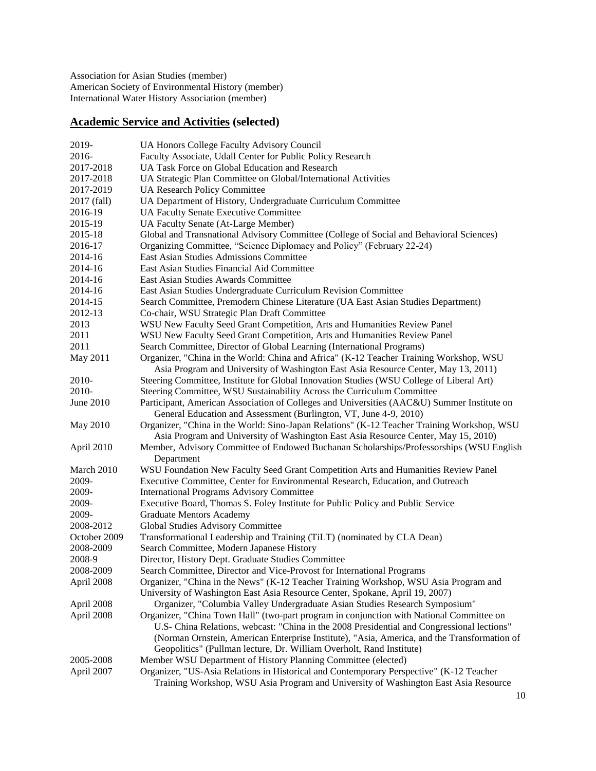Association for Asian Studies (member)
American Society of Environmental History (member)
International Water History Association (member)

## Academic Service and Activities (selected)

| | |
|---|---|
| 2019- | UA Honors College Faculty Advisory Council |
| 2016- | Faculty Associate, Udall Center for Public Policy Research |
| 2017-2018 | UA Task Force on Global Education and Research |
| 2017-2018 | UA Strategic Plan Committee on Global/International Activities |
| 2017-2019 | UA Research Policy Committee |
| 2017 (fall) | UA Department of History, Undergraduate Curriculum Committee |
| 2016-19 | UA Faculty Senate Executive Committee |
| 2015-19 | UA Faculty Senate (At-Large Member) |
| 2015-18 | Global and Transnational Advisory Committee (College of Social and Behavioral Sciences) |
| 2016-17 | Organizing Committee, "Science Diplomacy and Policy" (February 22-24) |
| 2014-16 | East Asian Studies Admissions Committee |
| 2014-16 | East Asian Studies Financial Aid Committee |
| 2014-16 | East Asian Studies Awards Committee |
| 2014-16 | East Asian Studies Undergraduate Curriculum Revision Committee |
| 2014-15 | Search Committee, Premodern Chinese Literature (UA East Asian Studies Department) |
| 2012-13 | Co-chair, WSU Strategic Plan Draft Committee |
| 2013 | WSU New Faculty Seed Grant Competition, Arts and Humanities Review Panel |
| 2011 | WSU New Faculty Seed Grant Competition, Arts and Humanities Review Panel |
| 2011 | Search Committee, Director of Global Learning (International Programs) |
| May 2011 | Organizer, "China in the World: China and Africa" (K-12 Teacher Training Workshop, WSU Asia Program and University of Washington East Asia Resource Center, May 13, 2011) |
| 2010- | Steering Committee, Institute for Global Innovation Studies (WSU College of Liberal Art) |
| 2010- | Steering Committee, WSU Sustainability Across the Curriculum Committee |
| June 2010 | Participant, American Association of Colleges and Universities (AAC&U) Summer Institute on General Education and Assessment (Burlington, VT, June 4-9, 2010) |
| May 2010 | Organizer, "China in the World: Sino-Japan Relations" (K-12 Teacher Training Workshop, WSU Asia Program and University of Washington East Asia Resource Center, May 15, 2010) |
| April 2010 | Member, Advisory Committee of Endowed Buchanan Scholarships/Professorships (WSU English Department |
| March 2010 | WSU Foundation New Faculty Seed Grant Competition Arts and Humanities Review Panel |
| 2009- | Executive Committee, Center for Environmental Research, Education, and Outreach |
| 2009- | International Programs Advisory Committee |
| 2009- | Executive Board, Thomas S. Foley Institute for Public Policy and Public Service |
| 2009- | Graduate Mentors Academy |
| 2008-2012 | Global Studies Advisory Committee |
| October 2009 | Transformational Leadership and Training (TiLT) (nominated by CLA Dean) |
| 2008-2009 | Search Committee, Modern Japanese History |
| 2008-9 | Director, History Dept. Graduate Studies Committee |
| 2008-2009 | Search Committee, Director and Vice-Provost for International Programs |
| April 2008 | Organizer, "China in the News" (K-12 Teacher Training Workshop, WSU Asia Program and University of Washington East Asia Resource Center, Spokane, April 19, 2007) |
| April 2008 | Organizer, "Columbia Valley Undergraduate Asian Studies Research Symposium" |
| April 2008 | Organizer, "China Town Hall" (two-part program in conjunction with National Committee on U.S- China Relations, webcast: "China in the 2008 Presidential and Congressional lections" (Norman Ornstein, American Enterprise Institute), "Asia, America, and the Transformation of Geopolitics" (Pullman lecture, Dr. William Overholt, Rand Institute) |
| 2005-2008 | Member WSU Department of History Planning Committee (elected) |
| April 2007 | Organizer, "US-Asia Relations in Historical and Contemporary Perspective" (K-12 Teacher Training Workshop, WSU Asia Program and University of Washington East Asia Resource |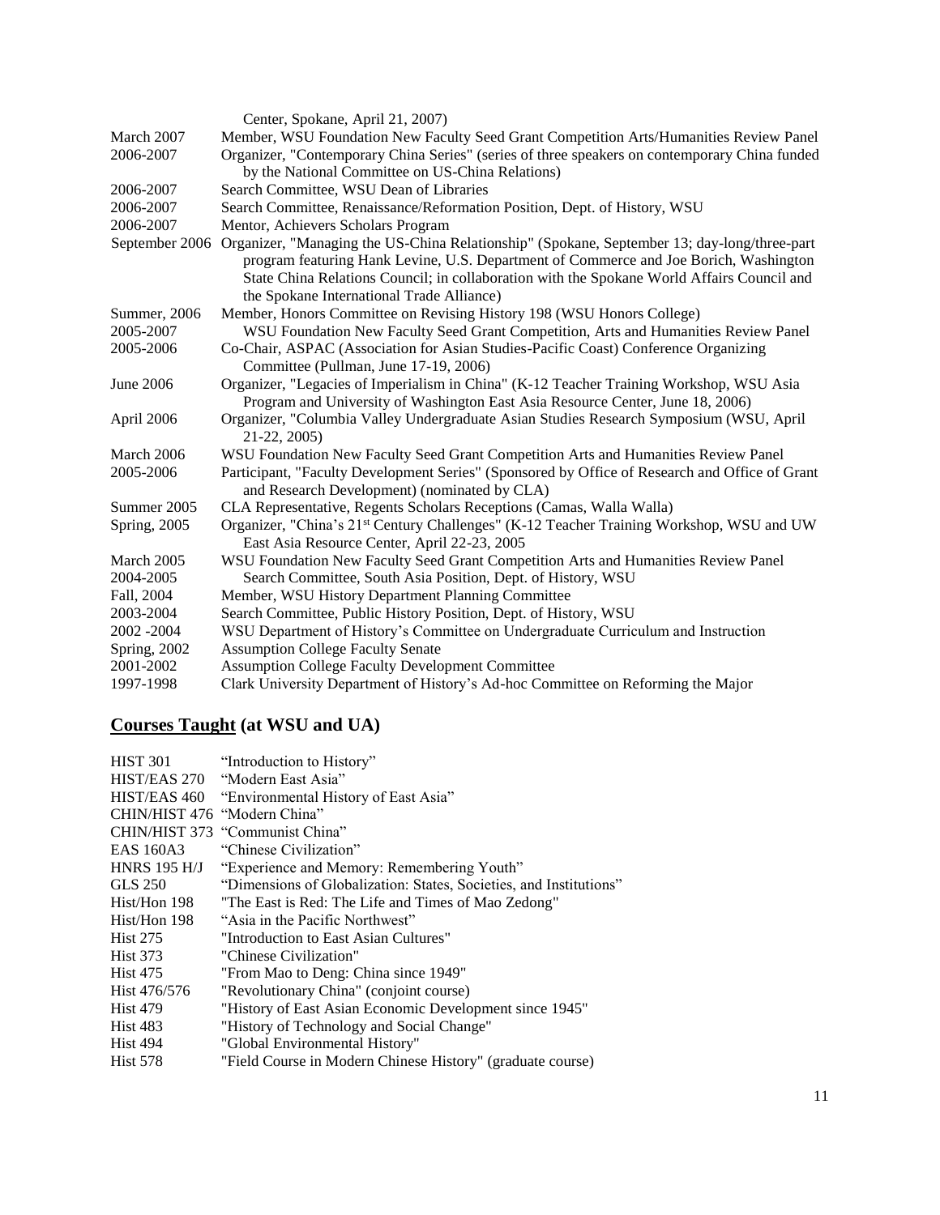Center, Spokane, April 21, 2007)

| | |
|---|---|
| March 2007 | Member, WSU Foundation New Faculty Seed Grant Competition Arts/Humanities Review Panel |
| 2006-2007 | Organizer, "Contemporary China Series" (series of three speakers on contemporary China funded by the National Committee on US-China Relations) |
| 2006-2007 | Search Committee, WSU Dean of Libraries |
| 2006-2007 | Search Committee, Renaissance/Reformation Position, Dept. of History, WSU |
| 2006-2007 | Mentor, Achievers Scholars Program |
| September 2006 | Organizer, "Managing the US-China Relationship" (Spokane, September 13; day-long/three-part program featuring Hank Levine, U.S. Department of Commerce and Joe Borich, Washington State China Relations Council; in collaboration with the Spokane World Affairs Council and the Spokane International Trade Alliance) |
| Summer, 2006 | Member, Honors Committee on Revising History 198 (WSU Honors College) |
| 2005-2007 | WSU Foundation New Faculty Seed Grant Competition, Arts and Humanities Review Panel |
| 2005-2006 | Co-Chair, ASPAC (Association for Asian Studies-Pacific Coast) Conference Organizing Committee (Pullman, June 17-19, 2006) |
| June 2006 | Organizer, "Legacies of Imperialism in China" (K-12 Teacher Training Workshop, WSU Asia Program and University of Washington East Asia Resource Center, June 18, 2006) |
| April 2006 | Organizer, "Columbia Valley Undergraduate Asian Studies Research Symposium (WSU, April 21-22, 2005) |
| March 2006 | WSU Foundation New Faculty Seed Grant Competition Arts and Humanities Review Panel |
| 2005-2006 | Participant, "Faculty Development Series" (Sponsored by Office of Research and Office of Grant and Research Development) (nominated by CLA) |
| Summer 2005 | CLA Representative, Regents Scholars Receptions (Camas, Walla Walla) |
| Spring, 2005 | Organizer, "China's 21st Century Challenges" (K-12 Teacher Training Workshop, WSU and UW East Asia Resource Center, April 22-23, 2005 |
| March 2005 | WSU Foundation New Faculty Seed Grant Competition Arts and Humanities Review Panel |
| 2004-2005 | Search Committee, South Asia Position, Dept. of History, WSU |
| Fall, 2004 | Member, WSU History Department Planning Committee |
| 2003-2004 | Search Committee, Public History Position, Dept. of History, WSU |
| 2002 -2004 | WSU Department of History's Committee on Undergraduate Curriculum and Instruction |
| Spring, 2002 | Assumption College Faculty Senate |
| 2001-2002 | Assumption College Faculty Development Committee |
| 1997-1998 | Clark University Department of History's Ad-hoc Committee on Reforming the Major |

## **Courses Taught** (at WSU and UA)

| | |
|---|---|
| HIST 301 | "Introduction to History" |
| HIST/EAS 270 | "Modern East Asia" |
| HIST/EAS 460 | "Environmental History of East Asia" |
| CHIN/HIST 476 | "Modern China" |
| CHIN/HIST 373 | "Communist China" |
| EAS 160A3 | "Chinese Civilization" |
| HNRS 195 H/J | "Experience and Memory: Remembering Youth" |
| GLS 250 | "Dimensions of Globalization: States, Societies, and Institutions" |
| Hist/Hon 198 | "The East is Red: The Life and Times of Mao Zedong" |
| Hist/Hon 198 | "Asia in the Pacific Northwest" |
| Hist 275 | "Introduction to East Asian Cultures" |
| Hist 373 | "Chinese Civilization" |
| Hist 475 | "From Mao to Deng: China since 1949" |
| Hist 476/576 | "Revolutionary China" (conjoint course) |
| Hist 479 | "History of East Asian Economic Development since 1945" |
| Hist 483 | "History of Technology and Social Change" |
| Hist 494 | "Global Environmental History" |
| Hist 578 | "Field Course in Modern Chinese History" (graduate course) |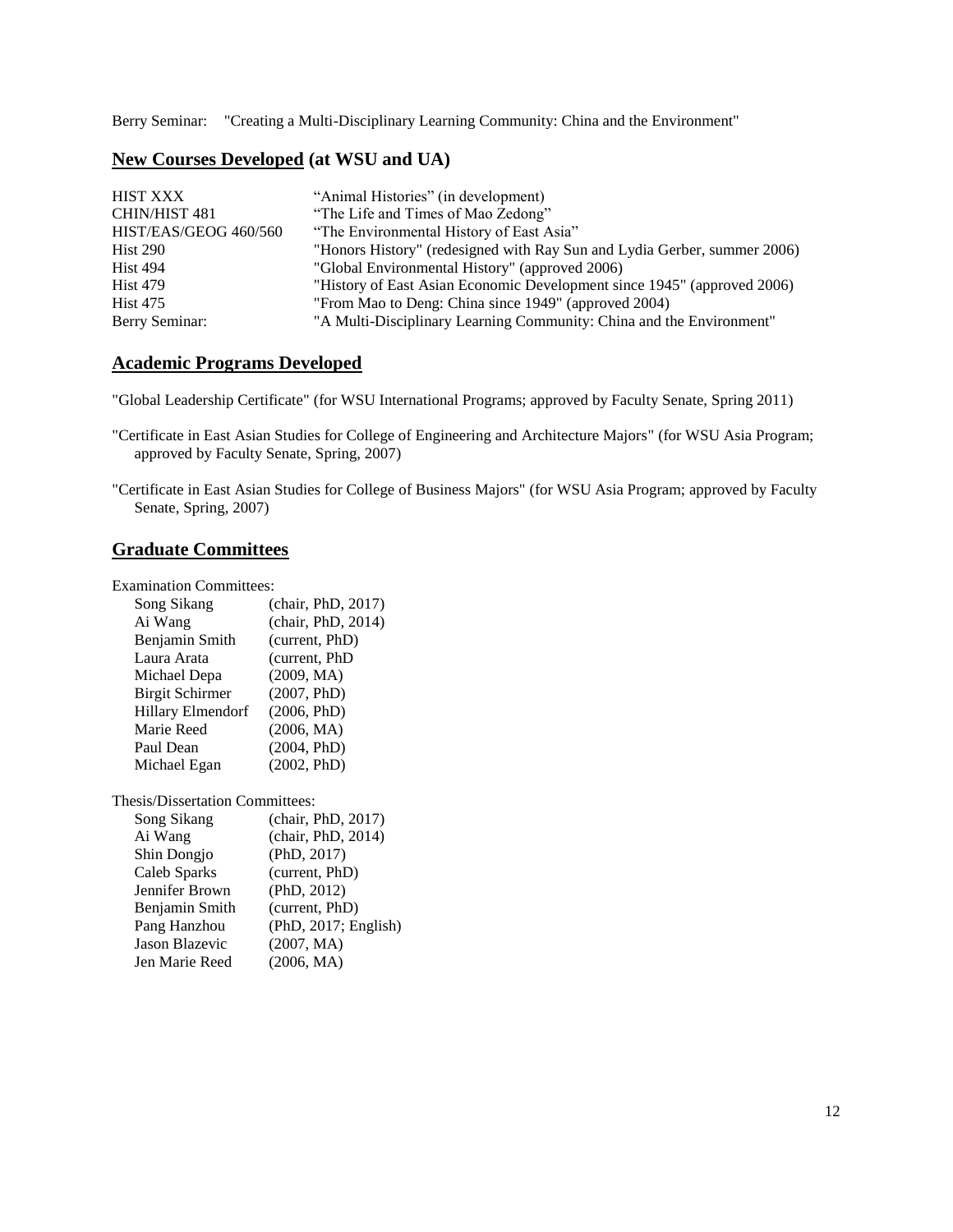Berry Seminar: "Creating a Multi-Disciplinary Learning Community: China and the Environment"

## **New Courses Developed** (at WSU and UA)

| | |
|---|---|
| HIST XXX | "Animal Histories" (in development) |
| CHIN/HIST 481 | "The Life and Times of Mao Zedong" |
| HIST/EAS/GEOG 460/560 | "The Environmental History of East Asia" |
| Hist 290 | "Honors History" (redesigned with Ray Sun and Lydia Gerber, summer 2006) |
| Hist 494 | "Global Environmental History" (approved 2006) |
| Hist 479 | "History of East Asian Economic Development since 1945" (approved 2006) |
| Hist 475 | "From Mao to Deng: China since 1949" (approved 2004) |
| Berry Seminar: | "A Multi-Disciplinary Learning Community: China and the Environment" |

## **Academic Programs Developed**

"Global Leadership Certificate" (for WSU International Programs; approved by Faculty Senate, Spring 2011)

"Certificate in East Asian Studies for College of Engineering and Architecture Majors" (for WSU Asia Program; approved by Faculty Senate, Spring, 2007)

"Certificate in East Asian Studies for College of Business Majors" (for WSU Asia Program; approved by Faculty Senate, Spring, 2007)

## **Graduate Committees**

Examination Committees:

| | |
|---|---|
| Song Sikang | (chair, PhD, 2017) |
| Ai Wang | (chair, PhD, 2014) |
| Benjamin Smith | (current, PhD) |
| Laura Arata | (current, PhD |
| Michael Depa | (2009, MA) |
| Birgit Schirmer | (2007, PhD) |
| Hillary Elmendorf | (2006, PhD) |
| Marie Reed | (2006, MA) |
| Paul Dean | (2004, PhD) |
| Michael Egan | (2002, PhD) |

Thesis/Dissertation Committees:

| | |
|---|---|
| Song Sikang | (chair, PhD, 2017) |
| Ai Wang | (chair, PhD, 2014) |
| Shin Dongjo | (PhD, 2017) |
| Caleb Sparks | (current, PhD) |
| Jennifer Brown | (PhD, 2012) |
| Benjamin Smith | (current, PhD) |
| Pang Hanzhou | (PhD, 2017; English) |
| Jason Blazevic | (2007, MA) |
| Jen Marie Reed | (2006, MA) |